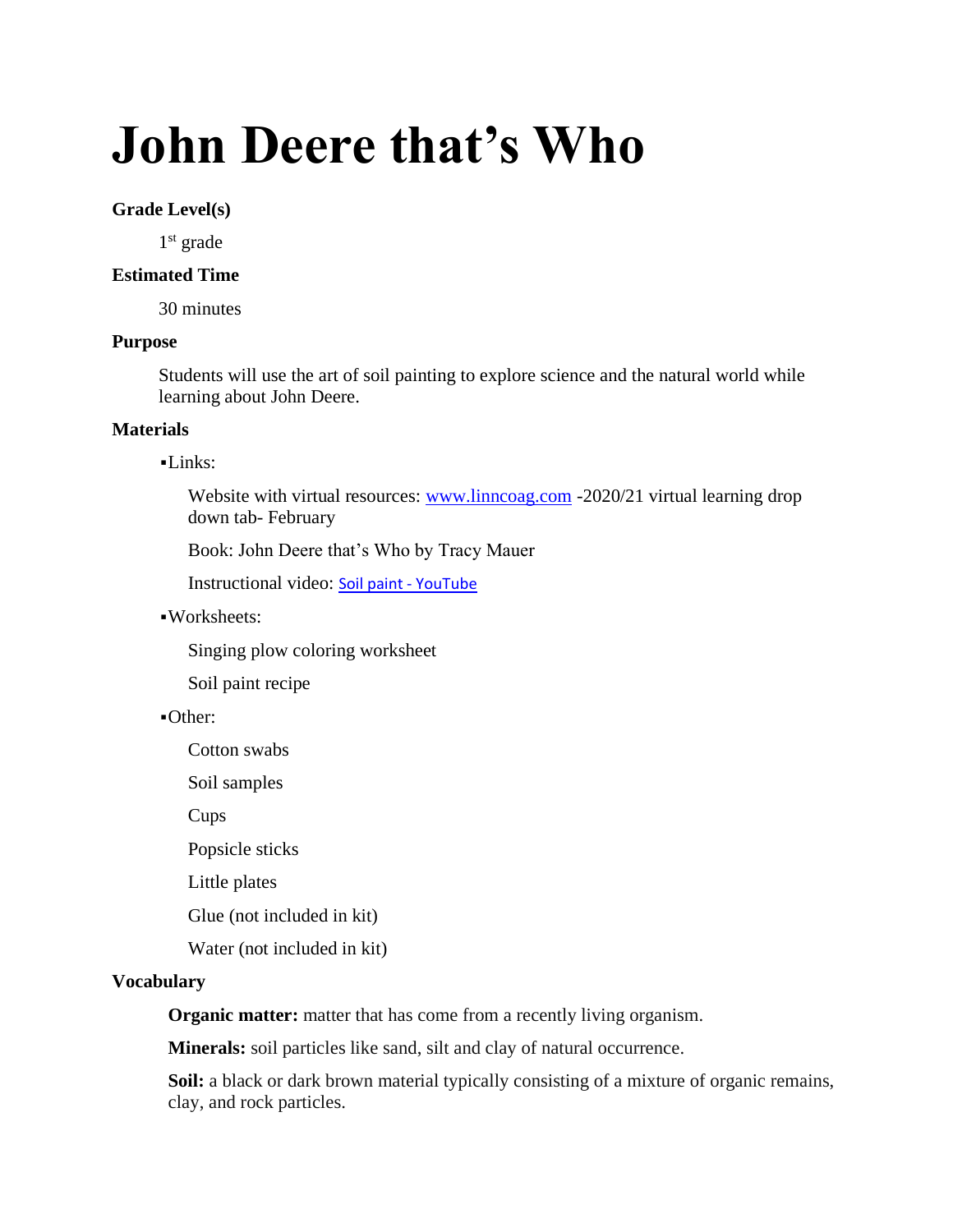# John Deere that's Who

**Grade Level(s)**

1st grade

**Estimated Time**

30 minutes

**Purpose**

Students will use the art of soil painting to explore science and the natural world while learning about John Deere.

**Materials**

- Links:

  Website with virtual resources: [www.linncoag.com](http://www.linncoag.com) -2020/21 virtual learning drop down tab- February

  Book: John Deere that's Who by Tracy Mauer

  Instructional video: Soil paint - YouTube

- Worksheets:

  Singing plow coloring worksheet

  Soil paint recipe

- Other:

  Cotton swabs

  Soil samples

  Cups

  Popsicle sticks

  Little plates

  Glue (not included in kit)

  Water (not included in kit)

**Vocabulary**

**Organic matter:** matter that has come from a recently living organism.

**Minerals:** soil particles like sand, silt and clay of natural occurrence.

**Soil:** a black or dark brown material typically consisting of a mixture of organic remains, clay, and rock particles.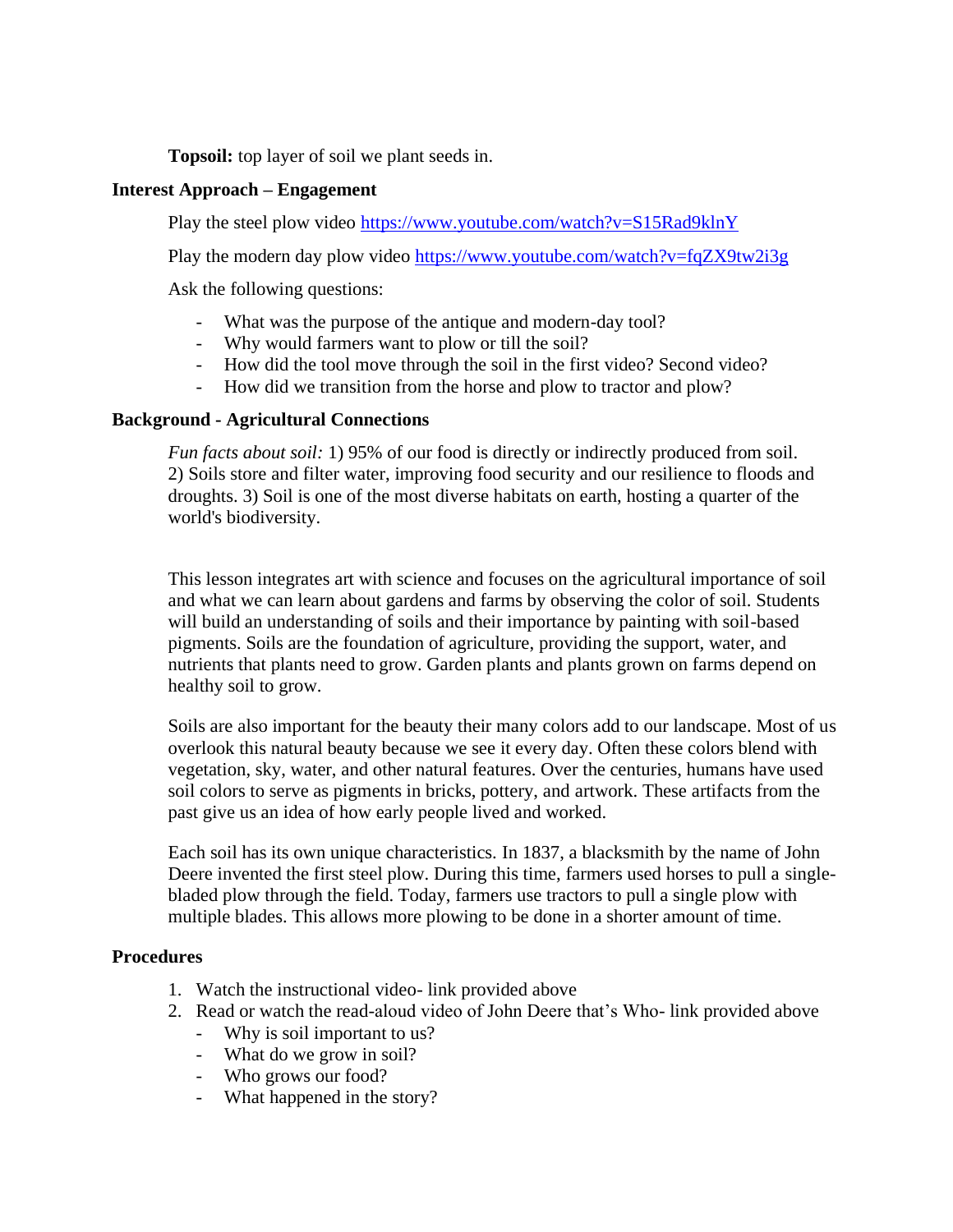**Topsoil:** top layer of soil we plant seeds in.

## Interest Approach – Engagement

Play the steel plow video https://www.youtube.com/watch?v=S15Rad9klnY

Play the modern day plow video https://www.youtube.com/watch?v=fqZX9tw2i3g

Ask the following questions:

- What was the purpose of the antique and modern-day tool?
- Why would farmers want to plow or till the soil?
- How did the tool move through the soil in the first video? Second video?
- How did we transition from the horse and plow to tractor and plow?

## Background - Agricultural Connections

*Fun facts about soil:* 1) 95% of our food is directly or indirectly produced from soil. 2) Soils store and filter water, improving food security and our resilience to floods and droughts. 3) Soil is one of the most diverse habitats on earth, hosting a quarter of the world's biodiversity.

This lesson integrates art with science and focuses on the agricultural importance of soil and what we can learn about gardens and farms by observing the color of soil. Students will build an understanding of soils and their importance by painting with soil-based pigments. Soils are the foundation of agriculture, providing the support, water, and nutrients that plants need to grow. Garden plants and plants grown on farms depend on healthy soil to grow.

Soils are also important for the beauty their many colors add to our landscape. Most of us overlook this natural beauty because we see it every day. Often these colors blend with vegetation, sky, water, and other natural features. Over the centuries, humans have used soil colors to serve as pigments in bricks, pottery, and artwork. These artifacts from the past give us an idea of how early people lived and worked.

Each soil has its own unique characteristics. In 1837, a blacksmith by the name of John Deere invented the first steel plow. During this time, farmers used horses to pull a single-bladed plow through the field. Today, farmers use tractors to pull a single plow with multiple blades. This allows more plowing to be done in a shorter amount of time.

## Procedures

1. Watch the instructional video- link provided above
2. Read or watch the read-aloud video of John Deere that's Who- link provided above
   - Why is soil important to us?
   - What do we grow in soil?
   - Who grows our food?
   - What happened in the story?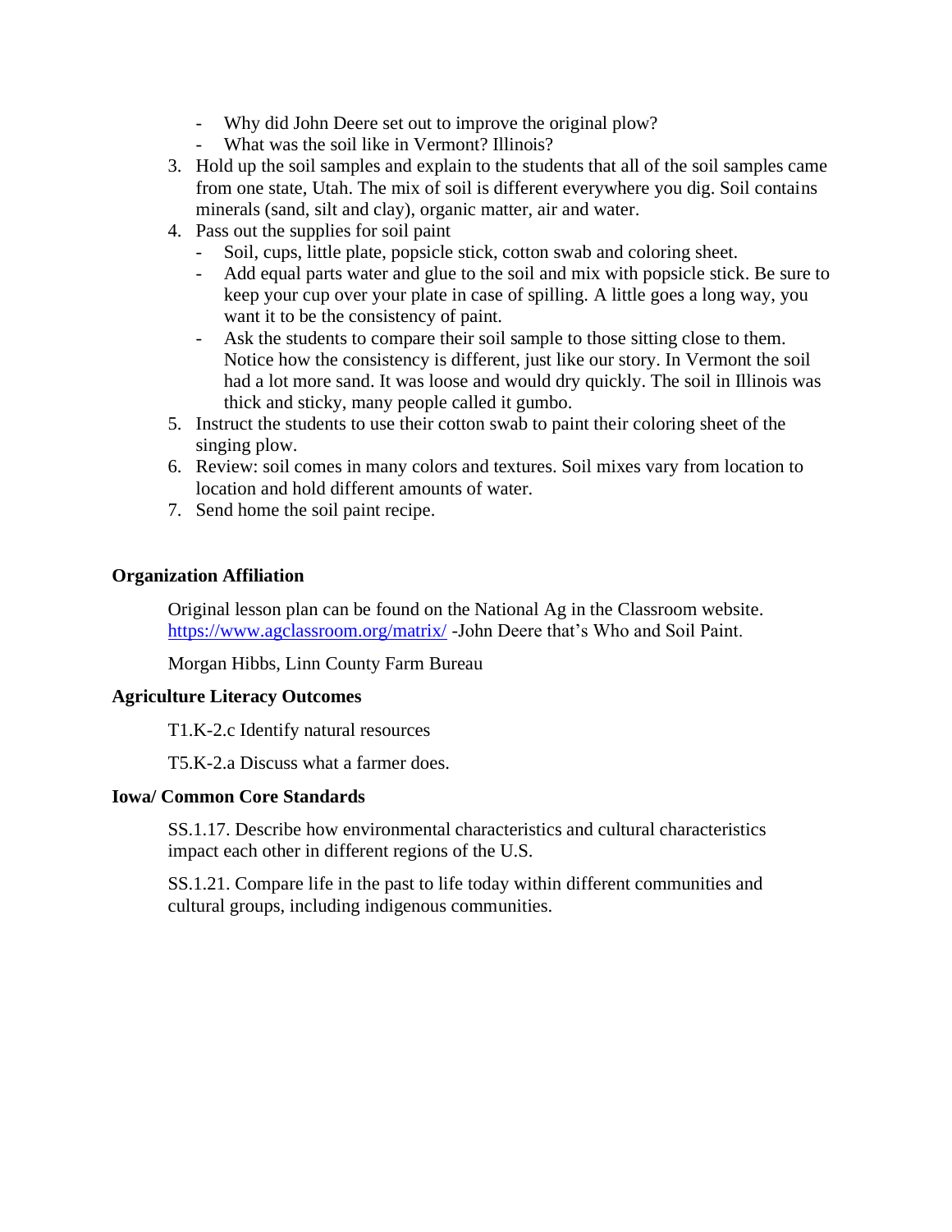- Why did John Deere set out to improve the original plow?
- What was the soil like in Vermont? Illinois?

3. Hold up the soil samples and explain to the students that all of the soil samples came from one state, Utah. The mix of soil is different everywhere you dig. Soil contains minerals (sand, silt and clay), organic matter, air and water.
4. Pass out the supplies for soil paint
   - Soil, cups, little plate, popsicle stick, cotton swab and coloring sheet.
   - Add equal parts water and glue to the soil and mix with popsicle stick. Be sure to keep your cup over your plate in case of spilling. A little goes a long way, you want it to be the consistency of paint.
   - Ask the students to compare their soil sample to those sitting close to them. Notice how the consistency is different, just like our story. In Vermont the soil had a lot more sand. It was loose and would dry quickly. The soil in Illinois was thick and sticky, many people called it gumbo.
5. Instruct the students to use their cotton swab to paint their coloring sheet of the singing plow.
6. Review: soil comes in many colors and textures. Soil mixes vary from location to location and hold different amounts of water.
7. Send home the soil paint recipe.

### Organization Affiliation

Original lesson plan can be found on the National Ag in the Classroom website. https://www.agclassroom.org/matrix/ -John Deere that's Who and Soil Paint.

Morgan Hibbs, Linn County Farm Bureau

### Agriculture Literacy Outcomes

T1.K-2.c Identify natural resources

T5.K-2.a Discuss what a farmer does.

### Iowa/ Common Core Standards

SS.1.17. Describe how environmental characteristics and cultural characteristics impact each other in different regions of the U.S.

SS.1.21. Compare life in the past to life today within different communities and cultural groups, including indigenous communities.